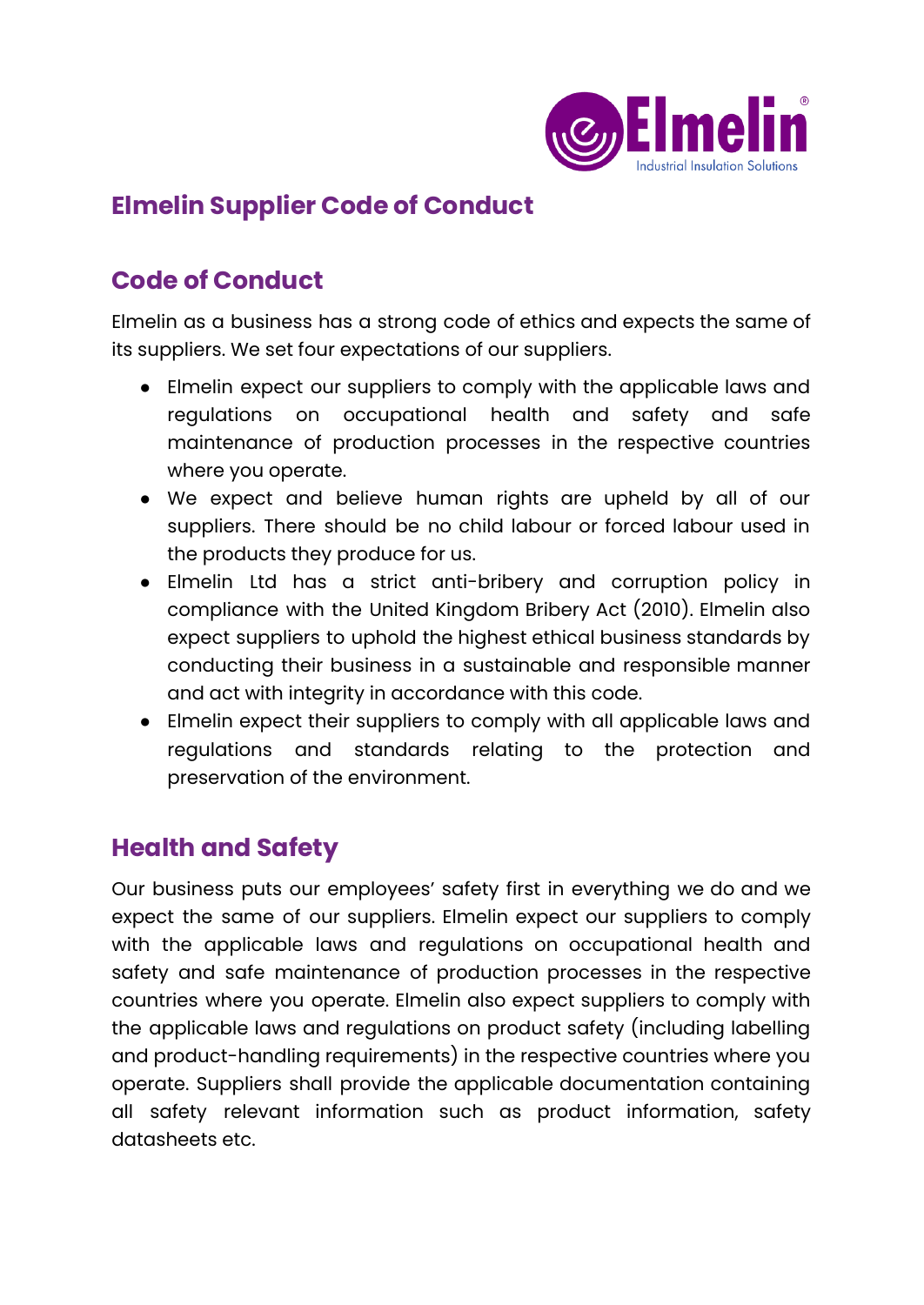# Elmelin Supplier Code of Conduct

## Code of Conduct

Elmelin as a business has a strong code of ethics and expects the same of its suppliers. We set four expectations of our suppliers.

- Elmelin expect our suppliers to comply with the applicable laws and regulations on occupational health and safety and safe maintenance of production processes in the respective countries where you operate.
- We expect and believe human rights are upheld by all of our suppliers. There should be no child labour or forced labour used in the products they produce for us.
- Elmelin Ltd has a strict anti-bribery and corruption policy in compliance with the United Kingdom Bribery Act (2010). Elmelin also expect suppliers to uphold the highest ethical business standards by conducting their business in a sustainable and responsible manner and act with integrity in accordance with this code.
- Elmelin expect their suppliers to comply with all applicable laws and regulations and standards relating to the protection and preservation of the environment.

## Health and Safety

Our business puts our employees' safety first in everything we do and we expect the same of our suppliers. Elmelin expect our suppliers to comply with the applicable laws and regulations on occupational health and safety and safe maintenance of production processes in the respective countries where you operate. Elmelin also expect suppliers to comply with the applicable laws and regulations on product safety (including labelling and product-handling requirements) in the respective countries where you operate. Suppliers shall provide the applicable documentation containing all safety relevant information such as product information, safety datasheets etc.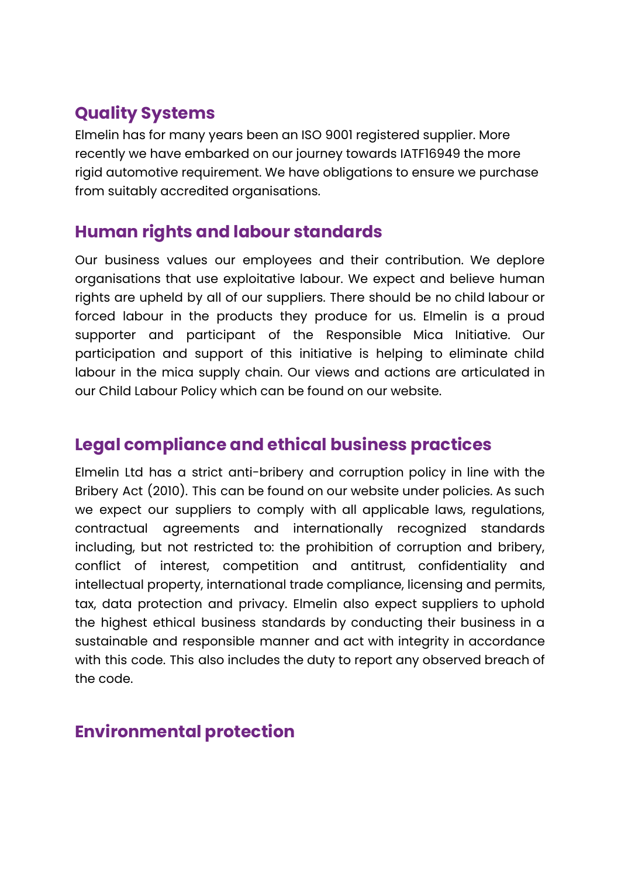## Quality Systems

Elmelin has for many years been an ISO 9001 registered supplier. More recently we have embarked on our journey towards IATF16949 the more rigid automotive requirement. We have obligations to ensure we purchase from suitably accredited organisations.

## Human rights and labour standards

Our business values our employees and their contribution. We deplore organisations that use exploitative labour. We expect and believe human rights are upheld by all of our suppliers. There should be no child labour or forced labour in the products they produce for us. Elmelin is a proud supporter and participant of the Responsible Mica Initiative. Our participation and support of this initiative is helping to eliminate child labour in the mica supply chain. Our views and actions are articulated in our Child Labour Policy which can be found on our website.

## Legal compliance and ethical business practices

Elmelin Ltd has a strict anti-bribery and corruption policy in line with the Bribery Act (2010). This can be found on our website under policies. As such we expect our suppliers to comply with all applicable laws, regulations, contractual agreements and internationally recognized standards including, but not restricted to: the prohibition of corruption and bribery, conflict of interest, competition and antitrust, confidentiality and intellectual property, international trade compliance, licensing and permits, tax, data protection and privacy. Elmelin also expect suppliers to uphold the highest ethical business standards by conducting their business in a sustainable and responsible manner and act with integrity in accordance with this code. This also includes the duty to report any observed breach of the code.

## Environmental protection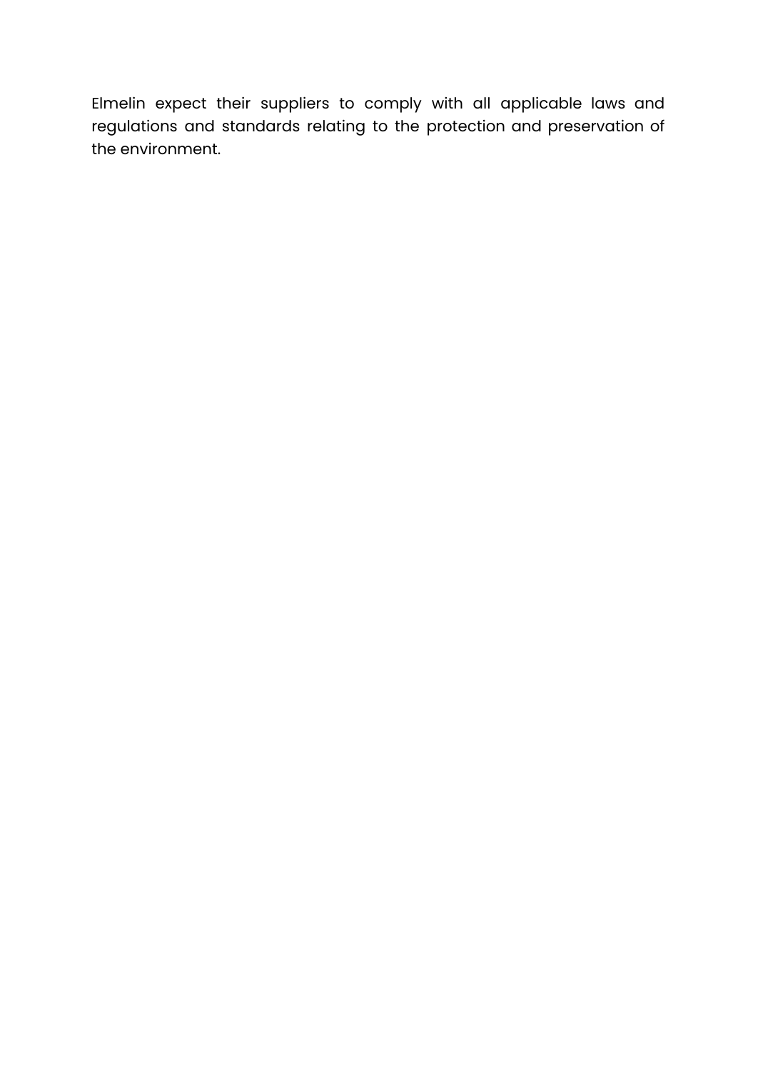Elmelin expect their suppliers to comply with all applicable laws and regulations and standards relating to the protection and preservation of the environment.